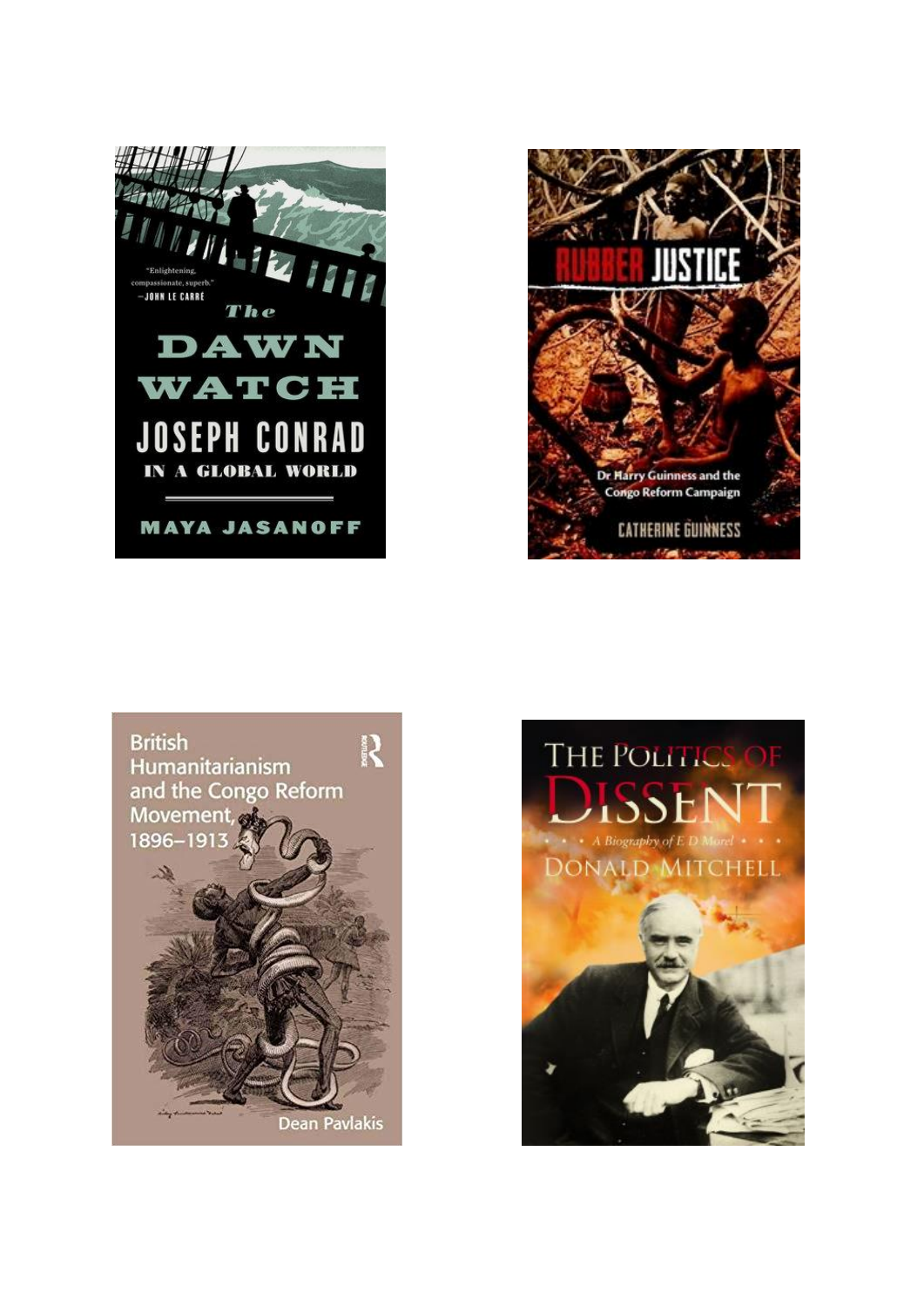"Enlightening, compassionate, superb."
—JOHN LE CARRÉ

The
DAWN
WATCH
JOSEPH CONRAD
IN A GLOBAL WORLD

MAYA JASANOFF

RUBBER JUSTICE

Dr Harry Guinness and the Congo Reform Campaign

CATHERINE GUINNESS

British Humanitarianism and the Congo Reform Movement, 1896–1913

Dean Pavlakis

THE POLITICS OF DISSENT

A Biography of E D Morel

DONALD MITCHELL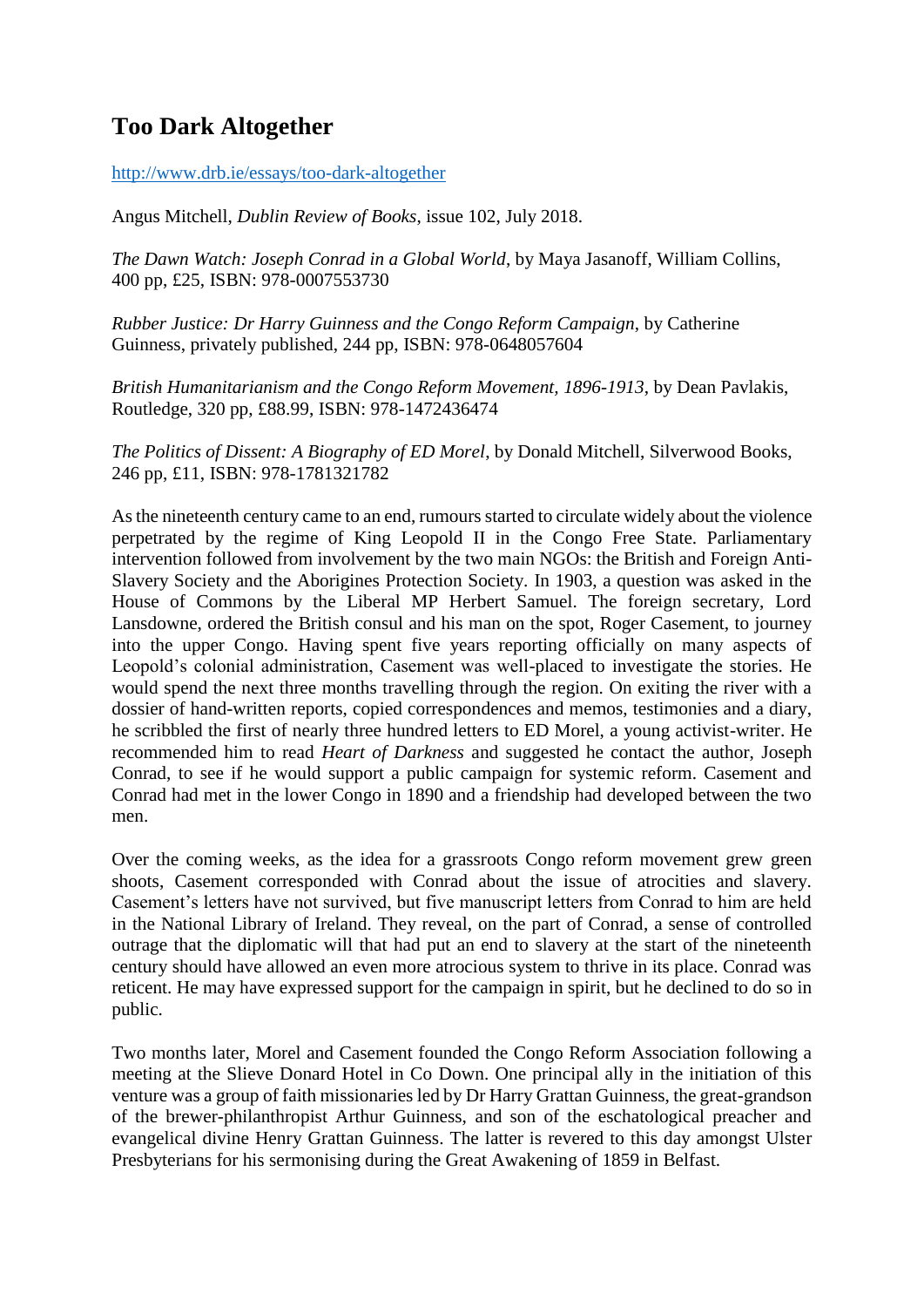# Too Dark Altogether

http://www.drb.ie/essays/too-dark-altogether

Angus Mitchell, *Dublin Review of Books*, issue 102, July 2018.

*The Dawn Watch: Joseph Conrad in a Global World*, by Maya Jasanoff, William Collins, 400 pp, £25, ISBN: 978-0007553730

*Rubber Justice: Dr Harry Guinness and the Congo Reform Campaign*, by Catherine Guinness, privately published, 244 pp, ISBN: 978-0648057604

*British Humanitarianism and the Congo Reform Movement, 1896-1913*, by Dean Pavlakis, Routledge, 320 pp, £88.99, ISBN: 978-1472436474

*The Politics of Dissent: A Biography of ED Morel*, by Donald Mitchell, Silverwood Books, 246 pp, £11, ISBN: 978-1781321782

As the nineteenth century came to an end, rumours started to circulate widely about the violence perpetrated by the regime of King Leopold II in the Congo Free State. Parliamentary intervention followed from involvement by the two main NGOs: the British and Foreign Anti-Slavery Society and the Aborigines Protection Society. In 1903, a question was asked in the House of Commons by the Liberal MP Herbert Samuel. The foreign secretary, Lord Lansdowne, ordered the British consul and his man on the spot, Roger Casement, to journey into the upper Congo. Having spent five years reporting officially on many aspects of Leopold's colonial administration, Casement was well-placed to investigate the stories. He would spend the next three months travelling through the region. On exiting the river with a dossier of hand-written reports, copied correspondences and memos, testimonies and a diary, he scribbled the first of nearly three hundred letters to ED Morel, a young activist-writer. He recommended him to read *Heart of Darkness* and suggested he contact the author, Joseph Conrad, to see if he would support a public campaign for systemic reform. Casement and Conrad had met in the lower Congo in 1890 and a friendship had developed between the two men.

Over the coming weeks, as the idea for a grassroots Congo reform movement grew green shoots, Casement corresponded with Conrad about the issue of atrocities and slavery. Casement's letters have not survived, but five manuscript letters from Conrad to him are held in the National Library of Ireland. They reveal, on the part of Conrad, a sense of controlled outrage that the diplomatic will that had put an end to slavery at the start of the nineteenth century should have allowed an even more atrocious system to thrive in its place. Conrad was reticent. He may have expressed support for the campaign in spirit, but he declined to do so in public.

Two months later, Morel and Casement founded the Congo Reform Association following a meeting at the Slieve Donard Hotel in Co Down. One principal ally in the initiation of this venture was a group of faith missionaries led by Dr Harry Grattan Guinness, the great-grandson of the brewer-philanthropist Arthur Guinness, and son of the eschatological preacher and evangelical divine Henry Grattan Guinness. The latter is revered to this day amongst Ulster Presbyterians for his sermonising during the Great Awakening of 1859 in Belfast.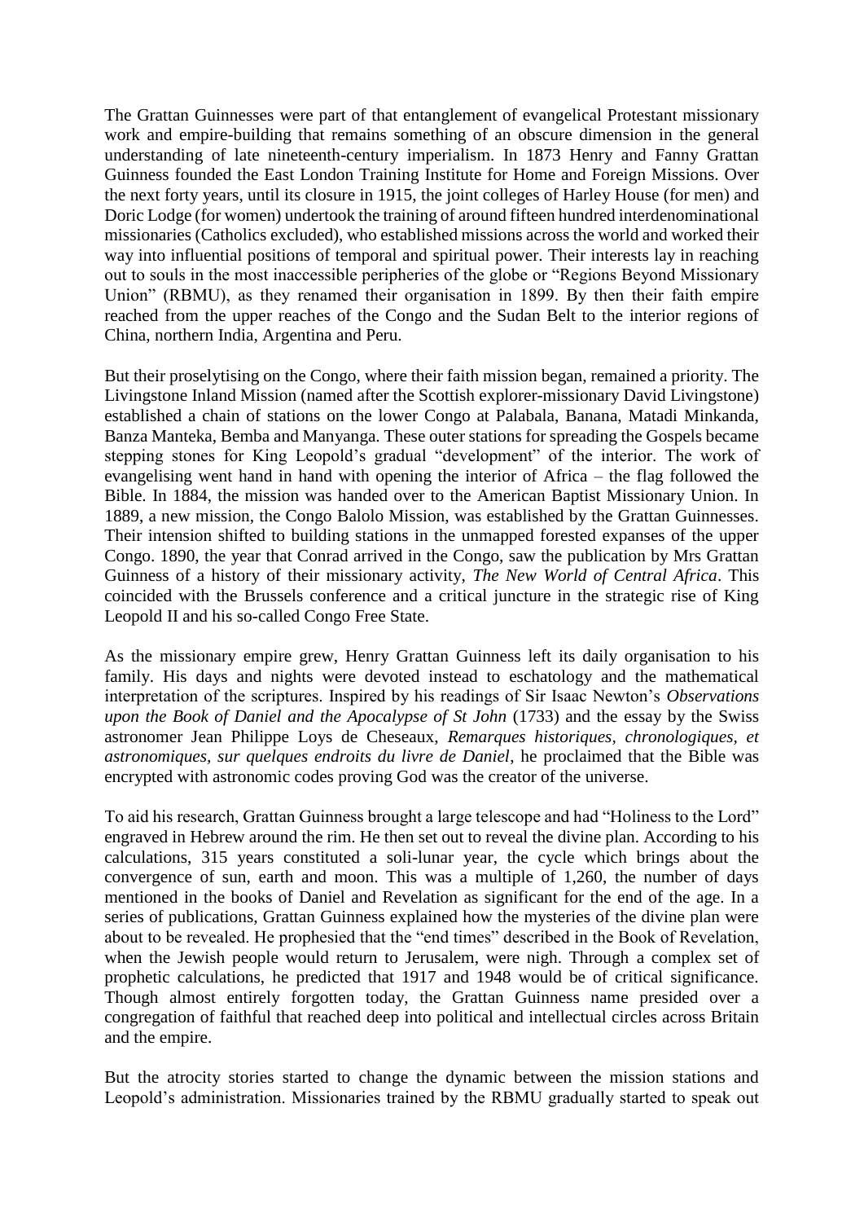The Grattan Guinnesses were part of that entanglement of evangelical Protestant missionary work and empire-building that remains something of an obscure dimension in the general understanding of late nineteenth-century imperialism. In 1873 Henry and Fanny Grattan Guinness founded the East London Training Institute for Home and Foreign Missions. Over the next forty years, until its closure in 1915, the joint colleges of Harley House (for men) and Doric Lodge (for women) undertook the training of around fifteen hundred interdenominational missionaries (Catholics excluded), who established missions across the world and worked their way into influential positions of temporal and spiritual power. Their interests lay in reaching out to souls in the most inaccessible peripheries of the globe or "Regions Beyond Missionary Union" (RBMU), as they renamed their organisation in 1899. By then their faith empire reached from the upper reaches of the Congo and the Sudan Belt to the interior regions of China, northern India, Argentina and Peru.

But their proselytising on the Congo, where their faith mission began, remained a priority. The Livingstone Inland Mission (named after the Scottish explorer-missionary David Livingstone) established a chain of stations on the lower Congo at Palabala, Banana, Matadi Minkanda, Banza Manteka, Bemba and Manyanga. These outer stations for spreading the Gospels became stepping stones for King Leopold's gradual "development" of the interior. The work of evangelising went hand in hand with opening the interior of Africa – the flag followed the Bible. In 1884, the mission was handed over to the American Baptist Missionary Union. In 1889, a new mission, the Congo Balolo Mission, was established by the Grattan Guinnesses. Their intension shifted to building stations in the unmapped forested expanses of the upper Congo. 1890, the year that Conrad arrived in the Congo, saw the publication by Mrs Grattan Guinness of a history of their missionary activity, *The New World of Central Africa*. This coincided with the Brussels conference and a critical juncture in the strategic rise of King Leopold II and his so-called Congo Free State.

As the missionary empire grew, Henry Grattan Guinness left its daily organisation to his family. His days and nights were devoted instead to eschatology and the mathematical interpretation of the scriptures. Inspired by his readings of Sir Isaac Newton's *Observations upon the Book of Daniel and the Apocalypse of St John* (1733) and the essay by the Swiss astronomer Jean Philippe Loys de Cheseaux, *Remarques historiques, chronologiques, et astronomiques, sur quelques endroits du livre de Daniel*, he proclaimed that the Bible was encrypted with astronomic codes proving God was the creator of the universe.

To aid his research, Grattan Guinness brought a large telescope and had "Holiness to the Lord" engraved in Hebrew around the rim. He then set out to reveal the divine plan. According to his calculations, 315 years constituted a soli-lunar year, the cycle which brings about the convergence of sun, earth and moon. This was a multiple of 1,260, the number of days mentioned in the books of Daniel and Revelation as significant for the end of the age. In a series of publications, Grattan Guinness explained how the mysteries of the divine plan were about to be revealed. He prophesied that the "end times" described in the Book of Revelation, when the Jewish people would return to Jerusalem, were nigh. Through a complex set of prophetic calculations, he predicted that 1917 and 1948 would be of critical significance. Though almost entirely forgotten today, the Grattan Guinness name presided over a congregation of faithful that reached deep into political and intellectual circles across Britain and the empire.

But the atrocity stories started to change the dynamic between the mission stations and Leopold's administration. Missionaries trained by the RBMU gradually started to speak out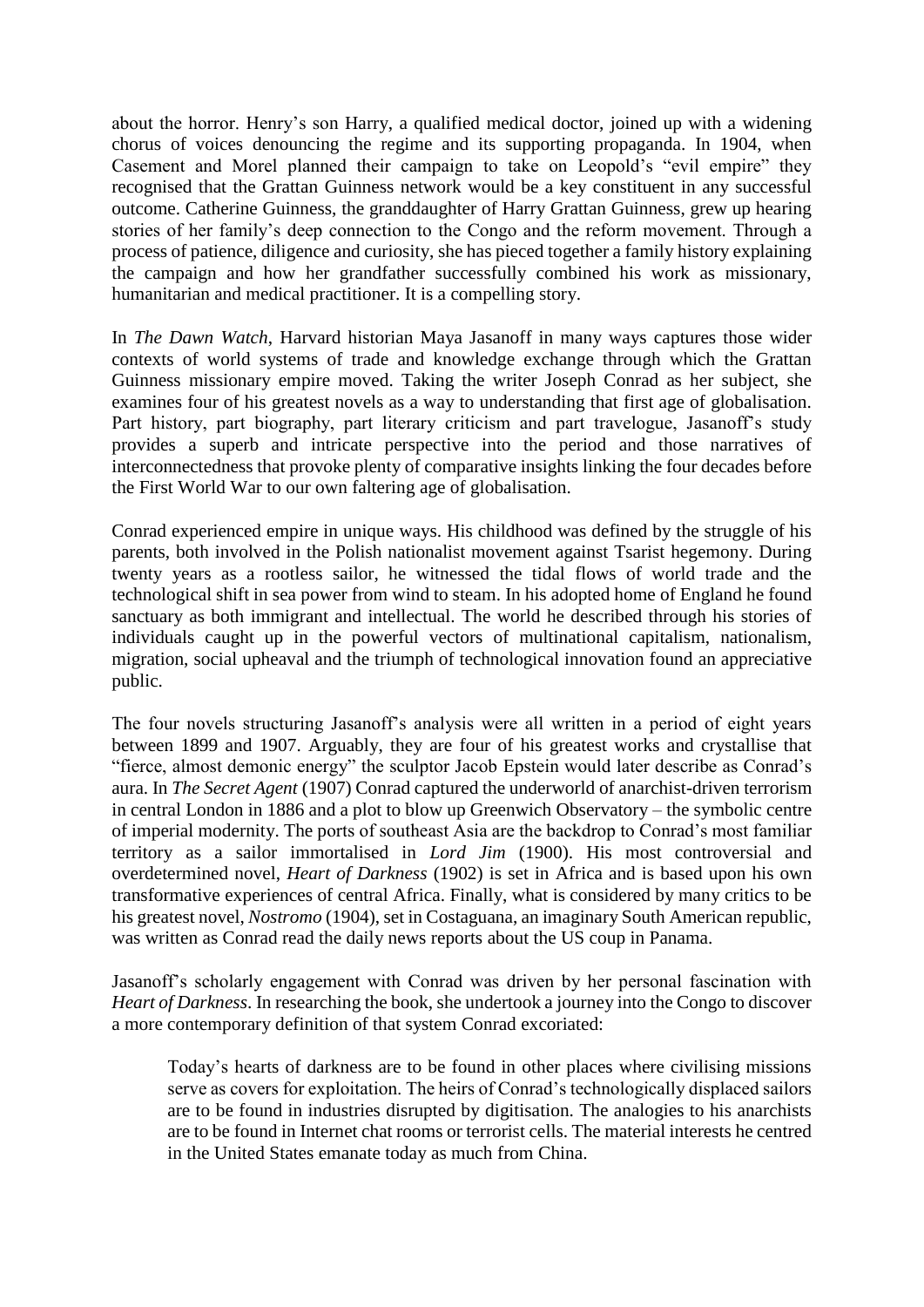about the horror. Henry's son Harry, a qualified medical doctor, joined up with a widening chorus of voices denouncing the regime and its supporting propaganda. In 1904, when Casement and Morel planned their campaign to take on Leopold's "evil empire" they recognised that the Grattan Guinness network would be a key constituent in any successful outcome. Catherine Guinness, the granddaughter of Harry Grattan Guinness, grew up hearing stories of her family's deep connection to the Congo and the reform movement. Through a process of patience, diligence and curiosity, she has pieced together a family history explaining the campaign and how her grandfather successfully combined his work as missionary, humanitarian and medical practitioner. It is a compelling story.

In *The Dawn Watch*, Harvard historian Maya Jasanoff in many ways captures those wider contexts of world systems of trade and knowledge exchange through which the Grattan Guinness missionary empire moved. Taking the writer Joseph Conrad as her subject, she examines four of his greatest novels as a way to understanding that first age of globalisation. Part history, part biography, part literary criticism and part travelogue, Jasanoff's study provides a superb and intricate perspective into the period and those narratives of interconnectedness that provoke plenty of comparative insights linking the four decades before the First World War to our own faltering age of globalisation.

Conrad experienced empire in unique ways. His childhood was defined by the struggle of his parents, both involved in the Polish nationalist movement against Tsarist hegemony. During twenty years as a rootless sailor, he witnessed the tidal flows of world trade and the technological shift in sea power from wind to steam. In his adopted home of England he found sanctuary as both immigrant and intellectual. The world he described through his stories of individuals caught up in the powerful vectors of multinational capitalism, nationalism, migration, social upheaval and the triumph of technological innovation found an appreciative public.

The four novels structuring Jasanoff's analysis were all written in a period of eight years between 1899 and 1907. Arguably, they are four of his greatest works and crystallise that "fierce, almost demonic energy" the sculptor Jacob Epstein would later describe as Conrad's aura. In *The Secret Agent* (1907) Conrad captured the underworld of anarchist-driven terrorism in central London in 1886 and a plot to blow up Greenwich Observatory – the symbolic centre of imperial modernity. The ports of southeast Asia are the backdrop to Conrad's most familiar territory as a sailor immortalised in *Lord Jim* (1900). His most controversial and overdetermined novel, *Heart of Darkness* (1902) is set in Africa and is based upon his own transformative experiences of central Africa. Finally, what is considered by many critics to be his greatest novel, *Nostromo* (1904), set in Costaguana, an imaginary South American republic, was written as Conrad read the daily news reports about the US coup in Panama.

Jasanoff's scholarly engagement with Conrad was driven by her personal fascination with *Heart of Darkness*. In researching the book, she undertook a journey into the Congo to discover a more contemporary definition of that system Conrad excoriated:

> Today's hearts of darkness are to be found in other places where civilising missions serve as covers for exploitation. The heirs of Conrad's technologically displaced sailors are to be found in industries disrupted by digitisation. The analogies to his anarchists are to be found in Internet chat rooms or terrorist cells. The material interests he centred in the United States emanate today as much from China.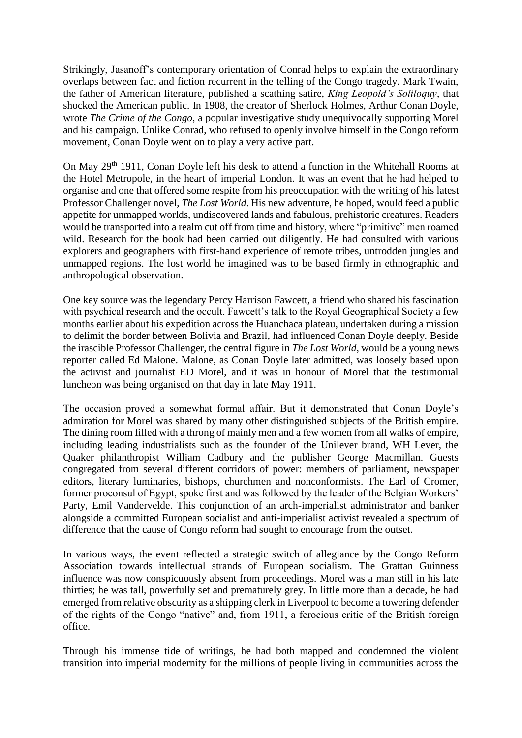Strikingly, Jasanoff's contemporary orientation of Conrad helps to explain the extraordinary overlaps between fact and fiction recurrent in the telling of the Congo tragedy. Mark Twain, the father of American literature, published a scathing satire, *King Leopold's Soliloquy*, that shocked the American public. In 1908, the creator of Sherlock Holmes, Arthur Conan Doyle, wrote *The Crime of the Congo*, a popular investigative study unequivocally supporting Morel and his campaign. Unlike Conrad, who refused to openly involve himself in the Congo reform movement, Conan Doyle went on to play a very active part.

On May 29th 1911, Conan Doyle left his desk to attend a function in the Whitehall Rooms at the Hotel Metropole, in the heart of imperial London. It was an event that he had helped to organise and one that offered some respite from his preoccupation with the writing of his latest Professor Challenger novel, *The Lost World*. His new adventure, he hoped, would feed a public appetite for unmapped worlds, undiscovered lands and fabulous, prehistoric creatures. Readers would be transported into a realm cut off from time and history, where "primitive" men roamed wild. Research for the book had been carried out diligently. He had consulted with various explorers and geographers with first-hand experience of remote tribes, untrodden jungles and unmapped regions. The lost world he imagined was to be based firmly in ethnographic and anthropological observation.

One key source was the legendary Percy Harrison Fawcett, a friend who shared his fascination with psychical research and the occult. Fawcett's talk to the Royal Geographical Society a few months earlier about his expedition across the Huanchaca plateau, undertaken during a mission to delimit the border between Bolivia and Brazil, had influenced Conan Doyle deeply. Beside the irascible Professor Challenger, the central figure in *The Lost World*, would be a young news reporter called Ed Malone. Malone, as Conan Doyle later admitted, was loosely based upon the activist and journalist ED Morel, and it was in honour of Morel that the testimonial luncheon was being organised on that day in late May 1911.

The occasion proved a somewhat formal affair. But it demonstrated that Conan Doyle's admiration for Morel was shared by many other distinguished subjects of the British empire. The dining room filled with a throng of mainly men and a few women from all walks of empire, including leading industrialists such as the founder of the Unilever brand, WH Lever, the Quaker philanthropist William Cadbury and the publisher George Macmillan. Guests congregated from several different corridors of power: members of parliament, newspaper editors, literary luminaries, bishops, churchmen and nonconformists. The Earl of Cromer, former proconsul of Egypt, spoke first and was followed by the leader of the Belgian Workers' Party, Emil Vandervelde. This conjunction of an arch-imperialist administrator and banker alongside a committed European socialist and anti-imperialist activist revealed a spectrum of difference that the cause of Congo reform had sought to encourage from the outset.

In various ways, the event reflected a strategic switch of allegiance by the Congo Reform Association towards intellectual strands of European socialism. The Grattan Guinness influence was now conspicuously absent from proceedings. Morel was a man still in his late thirties; he was tall, powerfully set and prematurely grey. In little more than a decade, he had emerged from relative obscurity as a shipping clerk in Liverpool to become a towering defender of the rights of the Congo "native" and, from 1911, a ferocious critic of the British foreign office.

Through his immense tide of writings, he had both mapped and condemned the violent transition into imperial modernity for the millions of people living in communities across the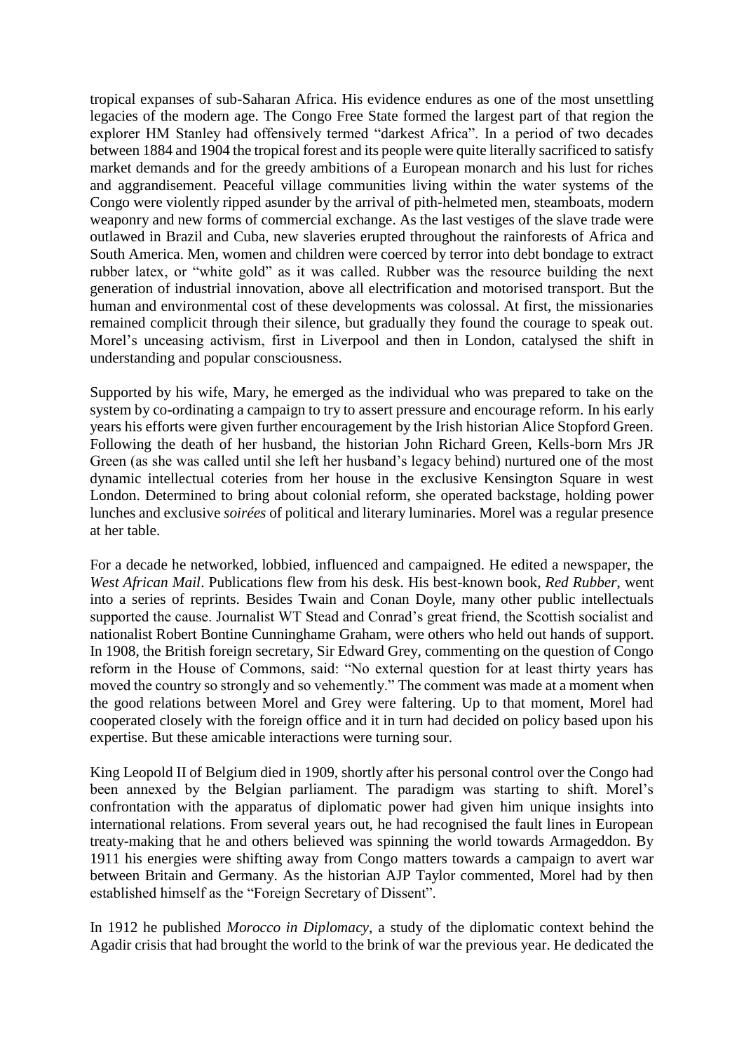tropical expanses of sub-Saharan Africa. His evidence endures as one of the most unsettling legacies of the modern age. The Congo Free State formed the largest part of that region the explorer HM Stanley had offensively termed "darkest Africa". In a period of two decades between 1884 and 1904 the tropical forest and its people were quite literally sacrificed to satisfy market demands and for the greedy ambitions of a European monarch and his lust for riches and aggrandisement. Peaceful village communities living within the water systems of the Congo were violently ripped asunder by the arrival of pith-helmeted men, steamboats, modern weaponry and new forms of commercial exchange. As the last vestiges of the slave trade were outlawed in Brazil and Cuba, new slaveries erupted throughout the rainforests of Africa and South America. Men, women and children were coerced by terror into debt bondage to extract rubber latex, or "white gold" as it was called. Rubber was the resource building the next generation of industrial innovation, above all electrification and motorised transport. But the human and environmental cost of these developments was colossal. At first, the missionaries remained complicit through their silence, but gradually they found the courage to speak out. Morel's unceasing activism, first in Liverpool and then in London, catalysed the shift in understanding and popular consciousness.

Supported by his wife, Mary, he emerged as the individual who was prepared to take on the system by co-ordinating a campaign to try to assert pressure and encourage reform. In his early years his efforts were given further encouragement by the Irish historian Alice Stopford Green. Following the death of her husband, the historian John Richard Green, Kells-born Mrs JR Green (as she was called until she left her husband's legacy behind) nurtured one of the most dynamic intellectual coteries from her house in the exclusive Kensington Square in west London. Determined to bring about colonial reform, she operated backstage, holding power lunches and exclusive *soirées* of political and literary luminaries. Morel was a regular presence at her table.

For a decade he networked, lobbied, influenced and campaigned. He edited a newspaper, the *West African Mail*. Publications flew from his desk. His best-known book, *Red Rubber*, went into a series of reprints. Besides Twain and Conan Doyle, many other public intellectuals supported the cause. Journalist WT Stead and Conrad's great friend, the Scottish socialist and nationalist Robert Bontine Cunninghame Graham, were others who held out hands of support. In 1908, the British foreign secretary, Sir Edward Grey, commenting on the question of Congo reform in the House of Commons, said: "No external question for at least thirty years has moved the country so strongly and so vehemently." The comment was made at a moment when the good relations between Morel and Grey were faltering. Up to that moment, Morel had cooperated closely with the foreign office and it in turn had decided on policy based upon his expertise. But these amicable interactions were turning sour.

King Leopold II of Belgium died in 1909, shortly after his personal control over the Congo had been annexed by the Belgian parliament. The paradigm was starting to shift. Morel's confrontation with the apparatus of diplomatic power had given him unique insights into international relations. From several years out, he had recognised the fault lines in European treaty-making that he and others believed was spinning the world towards Armageddon. By 1911 his energies were shifting away from Congo matters towards a campaign to avert war between Britain and Germany. As the historian AJP Taylor commented, Morel had by then established himself as the "Foreign Secretary of Dissent".

In 1912 he published *Morocco in Diplomacy*, a study of the diplomatic context behind the Agadir crisis that had brought the world to the brink of war the previous year. He dedicated the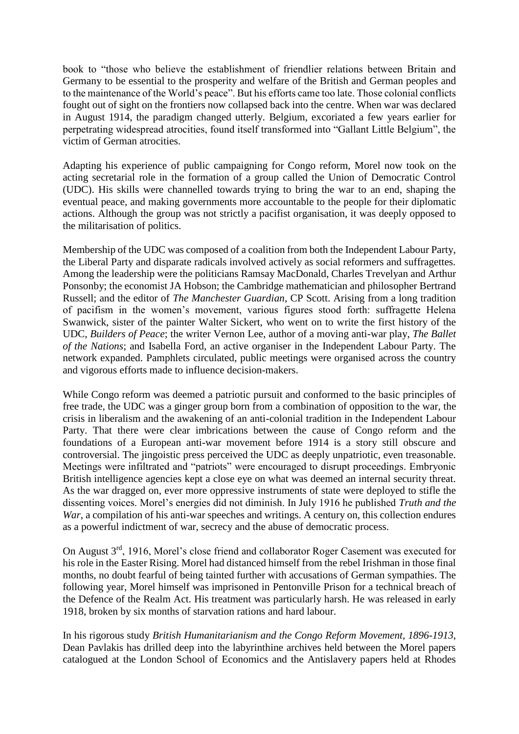book to "those who believe the establishment of friendlier relations between Britain and Germany to be essential to the prosperity and welfare of the British and German peoples and to the maintenance of the World's peace". But his efforts came too late. Those colonial conflicts fought out of sight on the frontiers now collapsed back into the centre. When war was declared in August 1914, the paradigm changed utterly. Belgium, excoriated a few years earlier for perpetrating widespread atrocities, found itself transformed into "Gallant Little Belgium", the victim of German atrocities.

Adapting his experience of public campaigning for Congo reform, Morel now took on the acting secretarial role in the formation of a group called the Union of Democratic Control (UDC). His skills were channelled towards trying to bring the war to an end, shaping the eventual peace, and making governments more accountable to the people for their diplomatic actions. Although the group was not strictly a pacifist organisation, it was deeply opposed to the militarisation of politics.

Membership of the UDC was composed of a coalition from both the Independent Labour Party, the Liberal Party and disparate radicals involved actively as social reformers and suffragettes. Among the leadership were the politicians Ramsay MacDonald, Charles Trevelyan and Arthur Ponsonby; the economist JA Hobson; the Cambridge mathematician and philosopher Bertrand Russell; and the editor of *The Manchester Guardian*, CP Scott. Arising from a long tradition of pacifism in the women's movement, various figures stood forth: suffragette Helena Swanwick, sister of the painter Walter Sickert, who went on to write the first history of the UDC, *Builders of Peace*; the writer Vernon Lee, author of a moving anti-war play, *The Ballet of the Nations*; and Isabella Ford, an active organiser in the Independent Labour Party. The network expanded. Pamphlets circulated, public meetings were organised across the country and vigorous efforts made to influence decision-makers.

While Congo reform was deemed a patriotic pursuit and conformed to the basic principles of free trade, the UDC was a ginger group born from a combination of opposition to the war, the crisis in liberalism and the awakening of an anti-colonial tradition in the Independent Labour Party. That there were clear imbrications between the cause of Congo reform and the foundations of a European anti-war movement before 1914 is a story still obscure and controversial. The jingoistic press perceived the UDC as deeply unpatriotic, even treasonable. Meetings were infiltrated and "patriots" were encouraged to disrupt proceedings. Embryonic British intelligence agencies kept a close eye on what was deemed an internal security threat. As the war dragged on, ever more oppressive instruments of state were deployed to stifle the dissenting voices. Morel's energies did not diminish. In July 1916 he published *Truth and the War*, a compilation of his anti-war speeches and writings. A century on, this collection endures as a powerful indictment of war, secrecy and the abuse of democratic process.

On August 3rd, 1916, Morel's close friend and collaborator Roger Casement was executed for his role in the Easter Rising. Morel had distanced himself from the rebel Irishman in those final months, no doubt fearful of being tainted further with accusations of German sympathies. The following year, Morel himself was imprisoned in Pentonville Prison for a technical breach of the Defence of the Realm Act. His treatment was particularly harsh. He was released in early 1918, broken by six months of starvation rations and hard labour.

In his rigorous study *British Humanitarianism and the Congo Reform Movement, 1896-1913*, Dean Pavlakis has drilled deep into the labyrinthine archives held between the Morel papers catalogued at the London School of Economics and the Antislavery papers held at Rhodes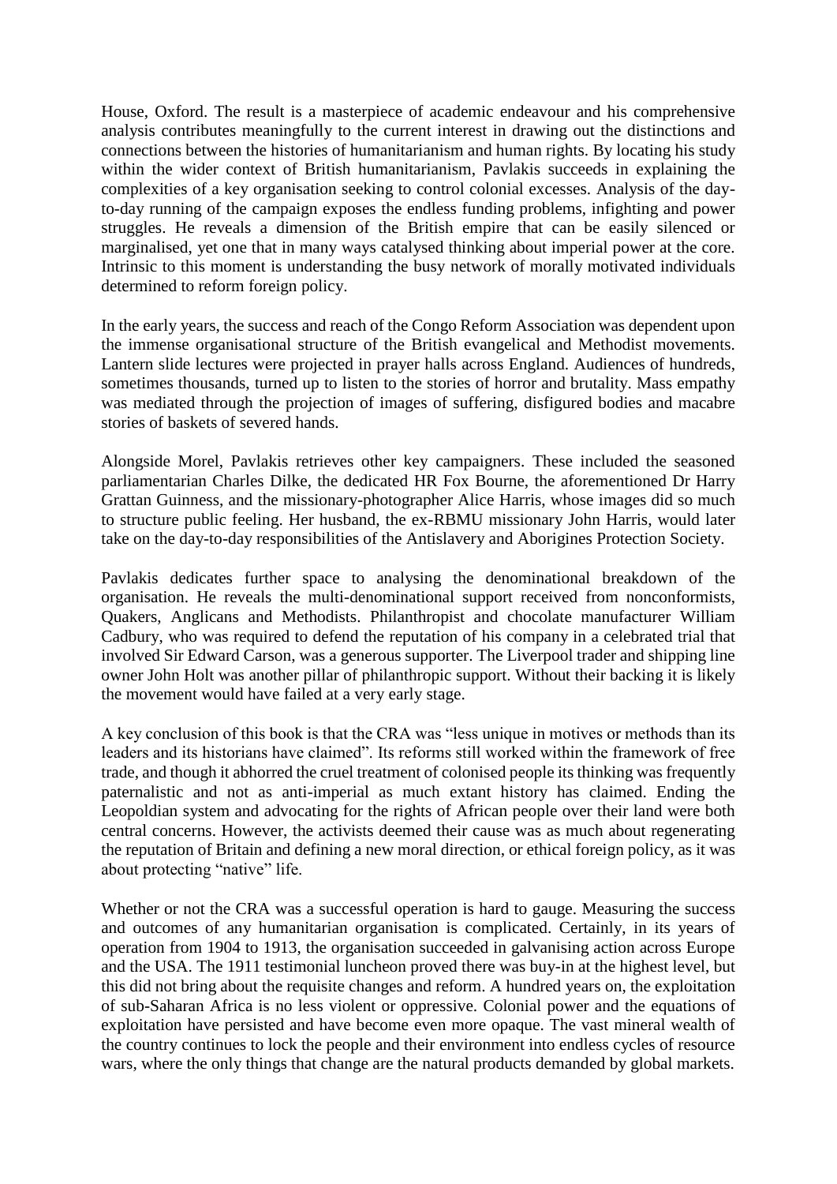House, Oxford. The result is a masterpiece of academic endeavour and his comprehensive analysis contributes meaningfully to the current interest in drawing out the distinctions and connections between the histories of humanitarianism and human rights. By locating his study within the wider context of British humanitarianism, Pavlakis succeeds in explaining the complexities of a key organisation seeking to control colonial excesses. Analysis of the day-to-day running of the campaign exposes the endless funding problems, infighting and power struggles. He reveals a dimension of the British empire that can be easily silenced or marginalised, yet one that in many ways catalysed thinking about imperial power at the core. Intrinsic to this moment is understanding the busy network of morally motivated individuals determined to reform foreign policy.

In the early years, the success and reach of the Congo Reform Association was dependent upon the immense organisational structure of the British evangelical and Methodist movements. Lantern slide lectures were projected in prayer halls across England. Audiences of hundreds, sometimes thousands, turned up to listen to the stories of horror and brutality. Mass empathy was mediated through the projection of images of suffering, disfigured bodies and macabre stories of baskets of severed hands.

Alongside Morel, Pavlakis retrieves other key campaigners. These included the seasoned parliamentarian Charles Dilke, the dedicated HR Fox Bourne, the aforementioned Dr Harry Grattan Guinness, and the missionary-photographer Alice Harris, whose images did so much to structure public feeling. Her husband, the ex-RBMU missionary John Harris, would later take on the day-to-day responsibilities of the Antislavery and Aborigines Protection Society.

Pavlakis dedicates further space to analysing the denominational breakdown of the organisation. He reveals the multi-denominational support received from nonconformists, Quakers, Anglicans and Methodists. Philanthropist and chocolate manufacturer William Cadbury, who was required to defend the reputation of his company in a celebrated trial that involved Sir Edward Carson, was a generous supporter. The Liverpool trader and shipping line owner John Holt was another pillar of philanthropic support. Without their backing it is likely the movement would have failed at a very early stage.

A key conclusion of this book is that the CRA was "less unique in motives or methods than its leaders and its historians have claimed". Its reforms still worked within the framework of free trade, and though it abhorred the cruel treatment of colonised people its thinking was frequently paternalistic and not as anti-imperial as much extant history has claimed. Ending the Leopoldian system and advocating for the rights of African people over their land were both central concerns. However, the activists deemed their cause was as much about regenerating the reputation of Britain and defining a new moral direction, or ethical foreign policy, as it was about protecting "native" life.

Whether or not the CRA was a successful operation is hard to gauge. Measuring the success and outcomes of any humanitarian organisation is complicated. Certainly, in its years of operation from 1904 to 1913, the organisation succeeded in galvanising action across Europe and the USA. The 1911 testimonial luncheon proved there was buy-in at the highest level, but this did not bring about the requisite changes and reform. A hundred years on, the exploitation of sub-Saharan Africa is no less violent or oppressive. Colonial power and the equations of exploitation have persisted and have become even more opaque. The vast mineral wealth of the country continues to lock the people and their environment into endless cycles of resource wars, where the only things that change are the natural products demanded by global markets.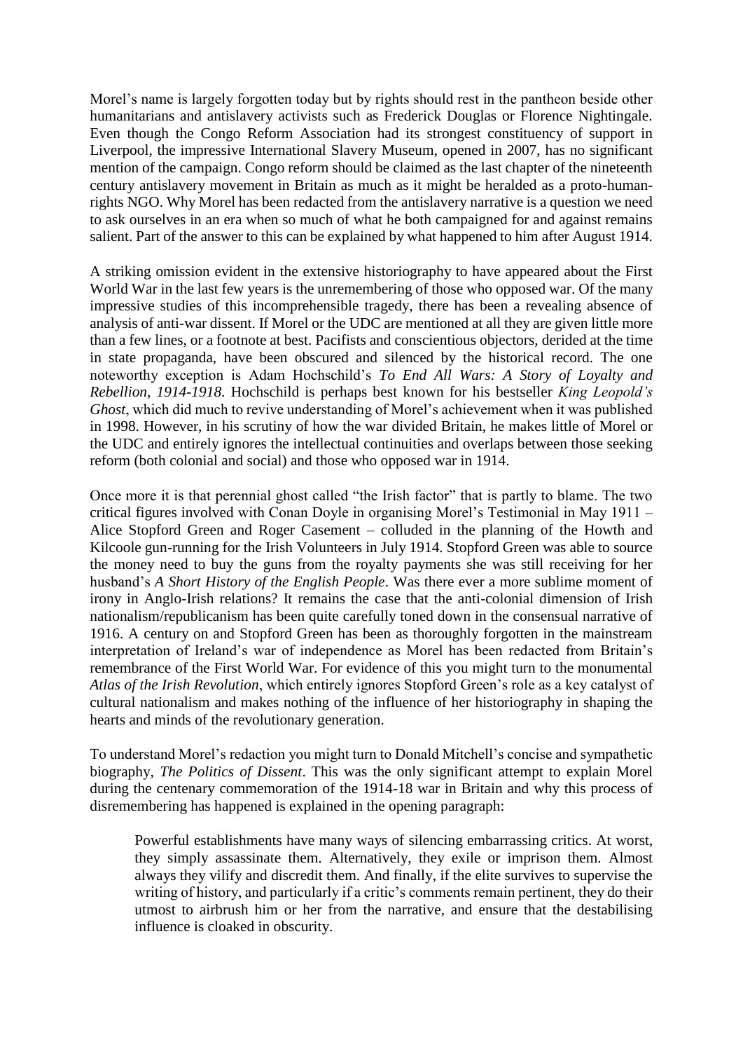Morel's name is largely forgotten today but by rights should rest in the pantheon beside other humanitarians and antislavery activists such as Frederick Douglas or Florence Nightingale. Even though the Congo Reform Association had its strongest constituency of support in Liverpool, the impressive International Slavery Museum, opened in 2007, has no significant mention of the campaign. Congo reform should be claimed as the last chapter of the nineteenth century antislavery movement in Britain as much as it might be heralded as a proto-human-rights NGO. Why Morel has been redacted from the antislavery narrative is a question we need to ask ourselves in an era when so much of what he both campaigned for and against remains salient. Part of the answer to this can be explained by what happened to him after August 1914.

A striking omission evident in the extensive historiography to have appeared about the First World War in the last few years is the unremembering of those who opposed war. Of the many impressive studies of this incomprehensible tragedy, there has been a revealing absence of analysis of anti-war dissent. If Morel or the UDC are mentioned at all they are given little more than a few lines, or a footnote at best. Pacifists and conscientious objectors, derided at the time in state propaganda, have been obscured and silenced by the historical record. The one noteworthy exception is Adam Hochschild's *To End All Wars: A Story of Loyalty and Rebellion, 1914-1918*. Hochschild is perhaps best known for his bestseller *King Leopold's Ghost*, which did much to revive understanding of Morel's achievement when it was published in 1998. However, in his scrutiny of how the war divided Britain, he makes little of Morel or the UDC and entirely ignores the intellectual continuities and overlaps between those seeking reform (both colonial and social) and those who opposed war in 1914.

Once more it is that perennial ghost called "the Irish factor" that is partly to blame. The two critical figures involved with Conan Doyle in organising Morel's Testimonial in May 1911 – Alice Stopford Green and Roger Casement – colluded in the planning of the Howth and Kilcoole gun-running for the Irish Volunteers in July 1914. Stopford Green was able to source the money need to buy the guns from the royalty payments she was still receiving for her husband's *A Short History of the English People*. Was there ever a more sublime moment of irony in Anglo-Irish relations? It remains the case that the anti-colonial dimension of Irish nationalism/republicanism has been quite carefully toned down in the consensual narrative of 1916. A century on and Stopford Green has been as thoroughly forgotten in the mainstream interpretation of Ireland's war of independence as Morel has been redacted from Britain's remembrance of the First World War. For evidence of this you might turn to the monumental *Atlas of the Irish Revolution*, which entirely ignores Stopford Green's role as a key catalyst of cultural nationalism and makes nothing of the influence of her historiography in shaping the hearts and minds of the revolutionary generation.

To understand Morel's redaction you might turn to Donald Mitchell's concise and sympathetic biography, *The Politics of Dissent*. This was the only significant attempt to explain Morel during the centenary commemoration of the 1914-18 war in Britain and why this process of disremembering has happened is explained in the opening paragraph:

> Powerful establishments have many ways of silencing embarrassing critics. At worst, they simply assassinate them. Alternatively, they exile or imprison them. Almost always they vilify and discredit them. And finally, if the elite survives to supervise the writing of history, and particularly if a critic's comments remain pertinent, they do their utmost to airbrush him or her from the narrative, and ensure that the destabilising influence is cloaked in obscurity.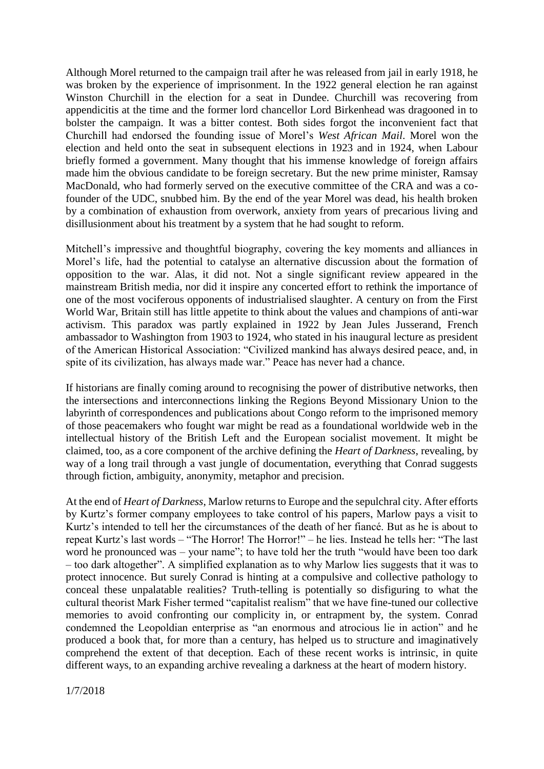Although Morel returned to the campaign trail after he was released from jail in early 1918, he was broken by the experience of imprisonment. In the 1922 general election he ran against Winston Churchill in the election for a seat in Dundee. Churchill was recovering from appendicitis at the time and the former lord chancellor Lord Birkenhead was dragooned in to bolster the campaign. It was a bitter contest. Both sides forgot the inconvenient fact that Churchill had endorsed the founding issue of Morel's *West African Mail*. Morel won the election and held onto the seat in subsequent elections in 1923 and in 1924, when Labour briefly formed a government. Many thought that his immense knowledge of foreign affairs made him the obvious candidate to be foreign secretary. But the new prime minister, Ramsay MacDonald, who had formerly served on the executive committee of the CRA and was a co-founder of the UDC, snubbed him. By the end of the year Morel was dead, his health broken by a combination of exhaustion from overwork, anxiety from years of precarious living and disillusionment about his treatment by a system that he had sought to reform.

Mitchell's impressive and thoughtful biography, covering the key moments and alliances in Morel's life, had the potential to catalyse an alternative discussion about the formation of opposition to the war. Alas, it did not. Not a single significant review appeared in the mainstream British media, nor did it inspire any concerted effort to rethink the importance of one of the most vociferous opponents of industrialised slaughter. A century on from the First World War, Britain still has little appetite to think about the values and champions of anti-war activism. This paradox was partly explained in 1922 by Jean Jules Jusserand, French ambassador to Washington from 1903 to 1924, who stated in his inaugural lecture as president of the American Historical Association: "Civilized mankind has always desired peace, and, in spite of its civilization, has always made war." Peace has never had a chance.

If historians are finally coming around to recognising the power of distributive networks, then the intersections and interconnections linking the Regions Beyond Missionary Union to the labyrinth of correspondences and publications about Congo reform to the imprisoned memory of those peacemakers who fought war might be read as a foundational worldwide web in the intellectual history of the British Left and the European socialist movement. It might be claimed, too, as a core component of the archive defining the *Heart of Darkness*, revealing, by way of a long trail through a vast jungle of documentation, everything that Conrad suggests through fiction, ambiguity, anonymity, metaphor and precision.

At the end of *Heart of Darkness*, Marlow returns to Europe and the sepulchral city. After efforts by Kurtz's former company employees to take control of his papers, Marlow pays a visit to Kurtz's intended to tell her the circumstances of the death of her fiancé. But as he is about to repeat Kurtz's last words – "The Horror! The Horror!" – he lies. Instead he tells her: "The last word he pronounced was – your name"; to have told her the truth "would have been too dark – too dark altogether". A simplified explanation as to why Marlow lies suggests that it was to protect innocence. But surely Conrad is hinting at a compulsive and collective pathology to conceal these unpalatable realities? Truth-telling is potentially so disfiguring to what the cultural theorist Mark Fisher termed "capitalist realism" that we have fine-tuned our collective memories to avoid confronting our complicity in, or entrapment by, the system. Conrad condemned the Leopoldian enterprise as "an enormous and atrocious lie in action" and he produced a book that, for more than a century, has helped us to structure and imaginatively comprehend the extent of that deception. Each of these recent works is intrinsic, in quite different ways, to an expanding archive revealing a darkness at the heart of modern history.

1/7/2018